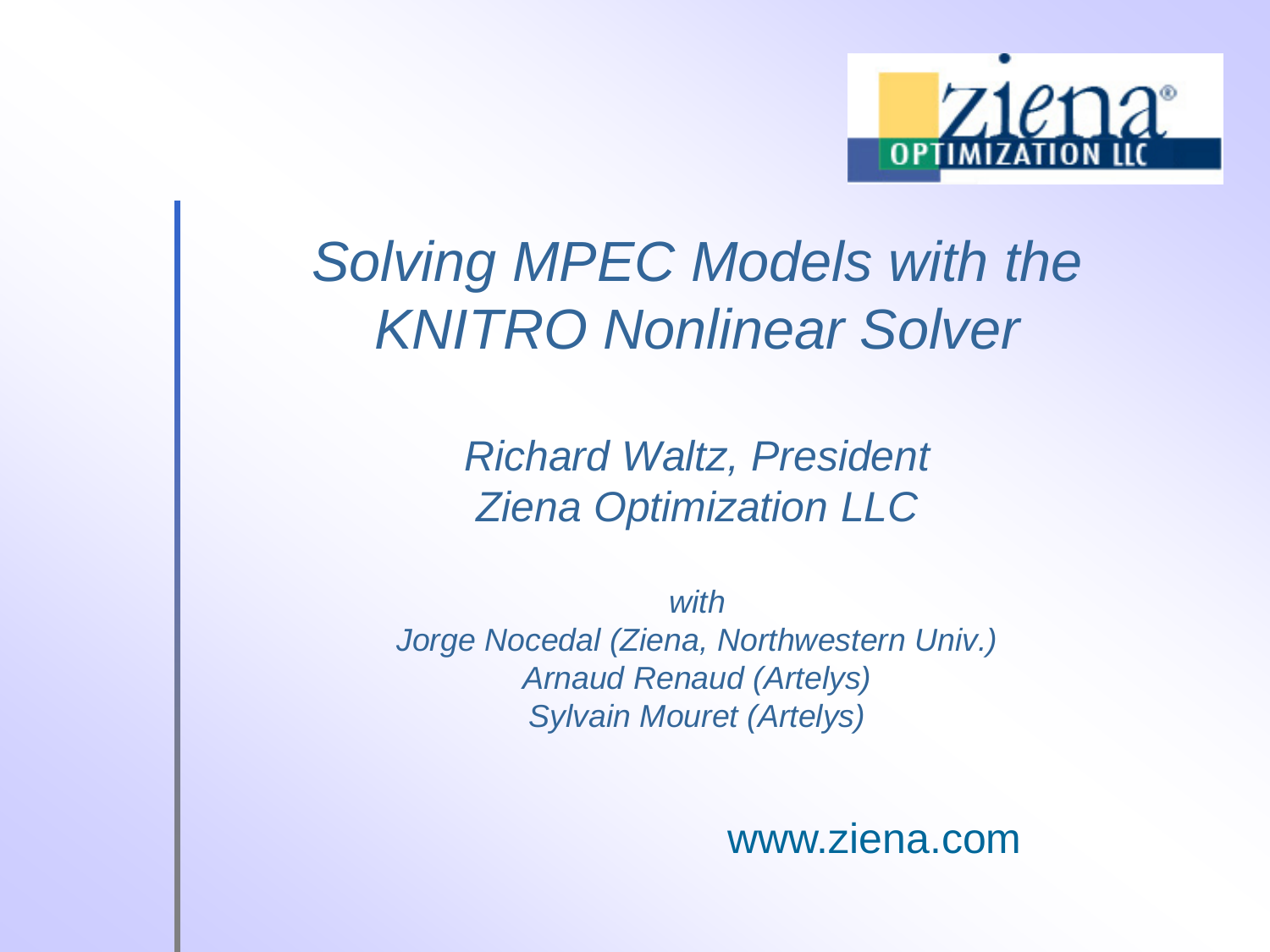# *Solving MPEC Models with the KNITRO Nonlinear Solver*

*Richard Waltz, President*
*Ziena Optimization LLC*

*with*
*Jorge Nocedal (Ziena, Northwestern Univ.)*
*Arnaud Renaud (Artelys)*
*Sylvain Mouret (Artelys)*

www.ziena.com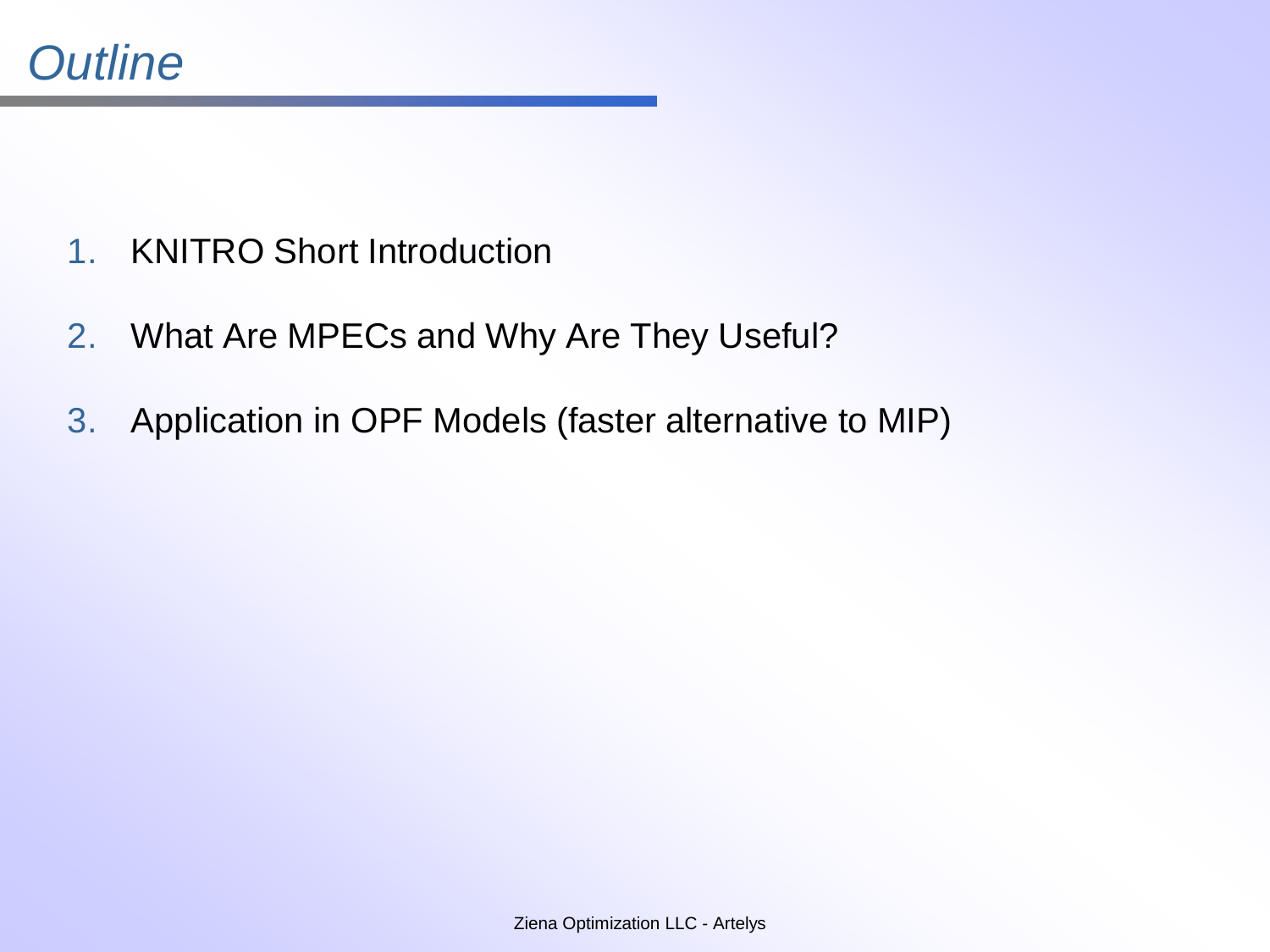# *Outline*

1. KNITRO Short Introduction
2. What Are MPECs and Why Are They Useful?
3. Application in OPF Models (faster alternative to MIP)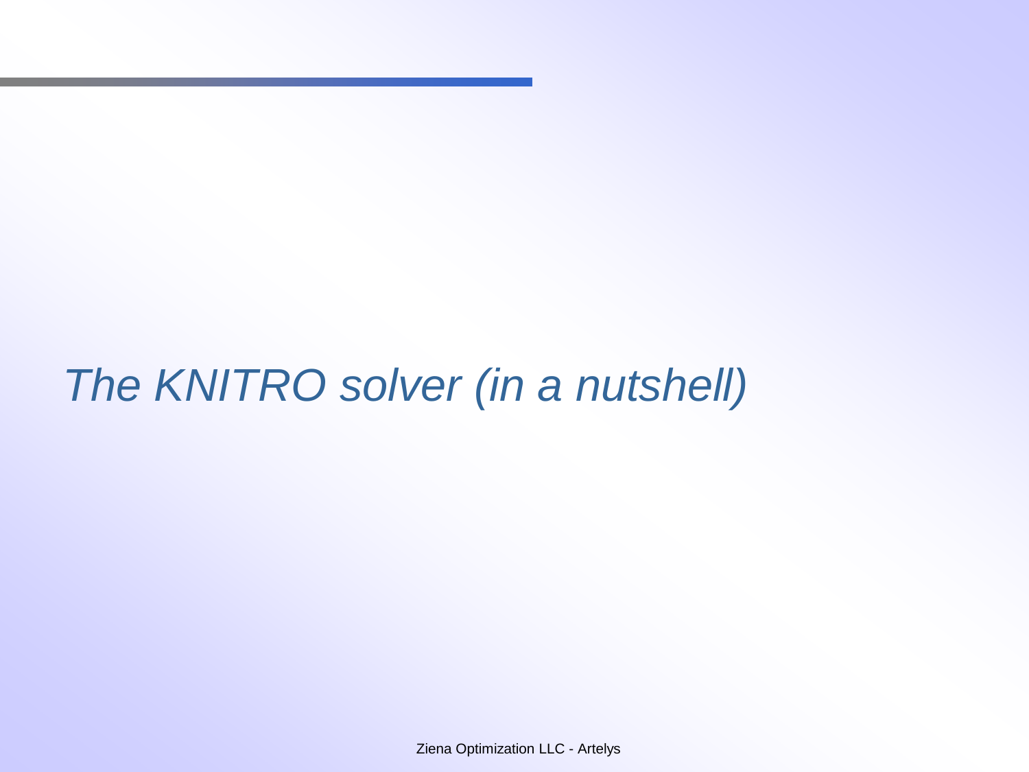# *The KNITRO solver (in a nutshell)*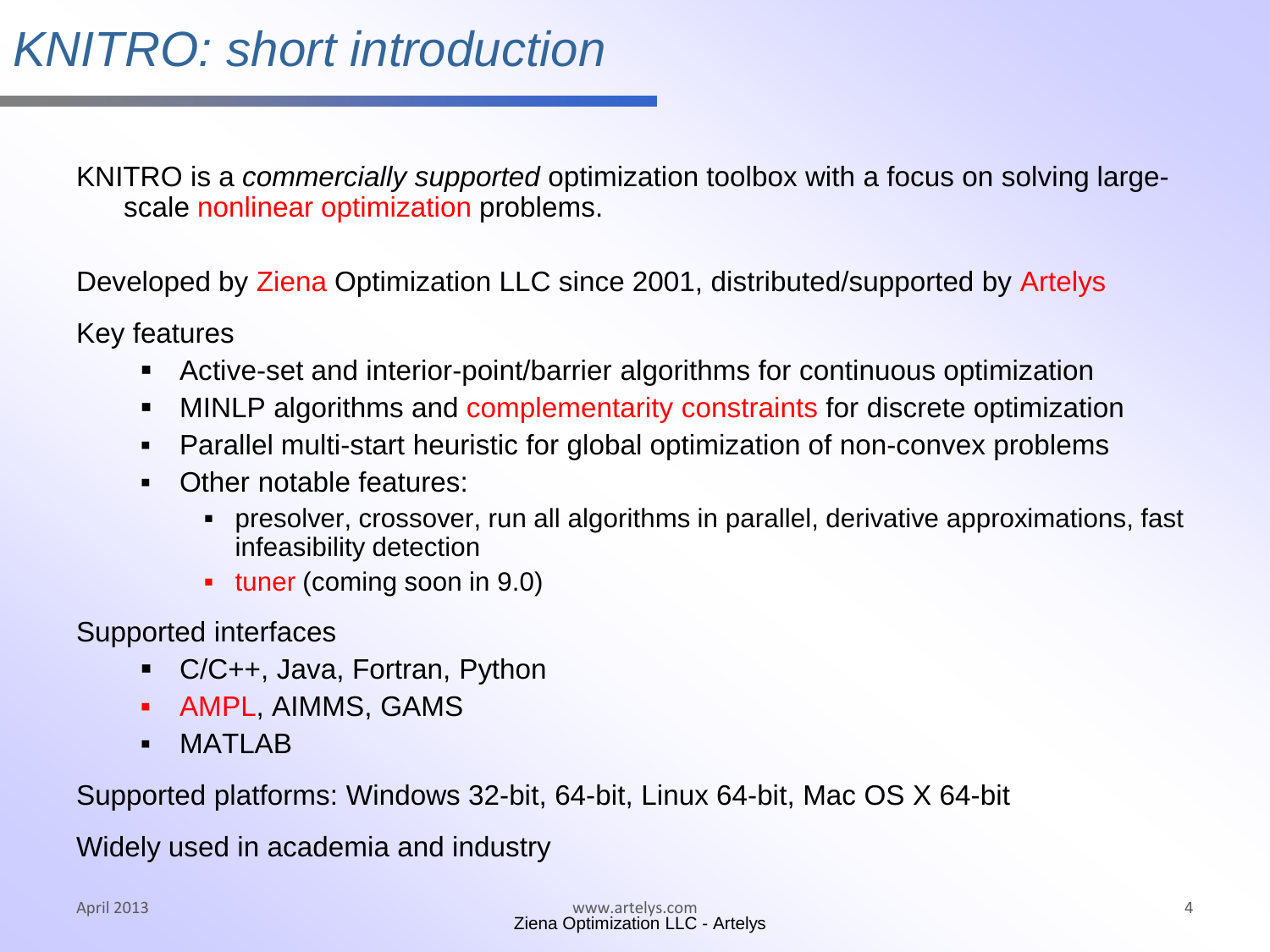# *KNITRO: short introduction*

KNITRO is a *commercially supported* optimization toolbox with a focus on solving large-scale nonlinear optimization problems.

Developed by Ziena Optimization LLC since 2001, distributed/supported by Artelys

Key features

- Active-set and interior-point/barrier algorithms for continuous optimization
- MINLP algorithms and complementarity constraints for discrete optimization
- Parallel multi-start heuristic for global optimization of non-convex problems
- Other notable features:
  - presolver, crossover, run all algorithms in parallel, derivative approximations, fast infeasibility detection
  - tuner (coming soon in 9.0)

Supported interfaces

- C/C++, Java, Fortran, Python
- AMPL, AIMMS, GAMS
- MATLAB

Supported platforms: Windows 32-bit, 64-bit, Linux 64-bit, Mac OS X 64-bit

Widely used in academia and industry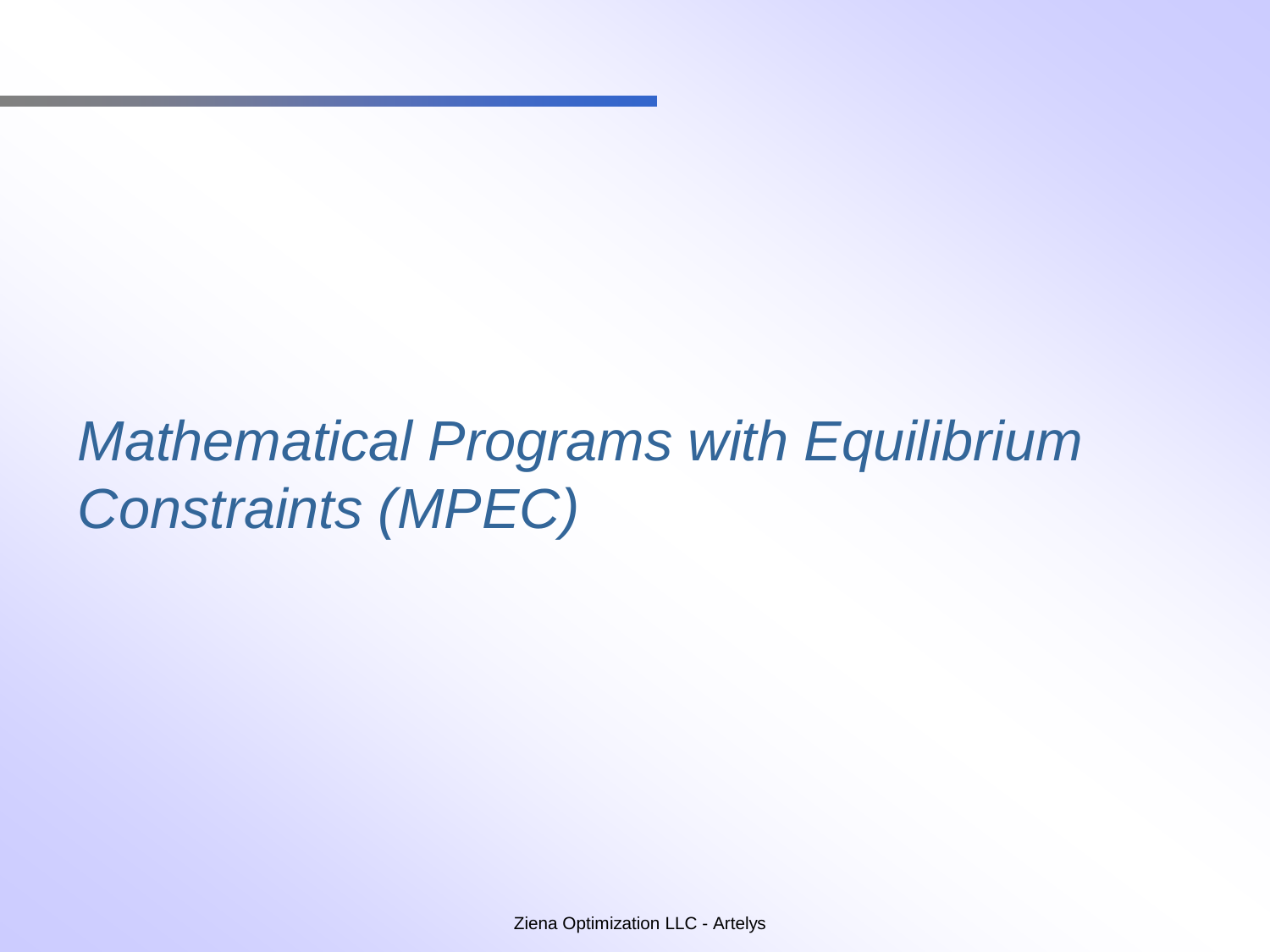# *Mathematical Programs with Equilibrium Constraints (MPEC)*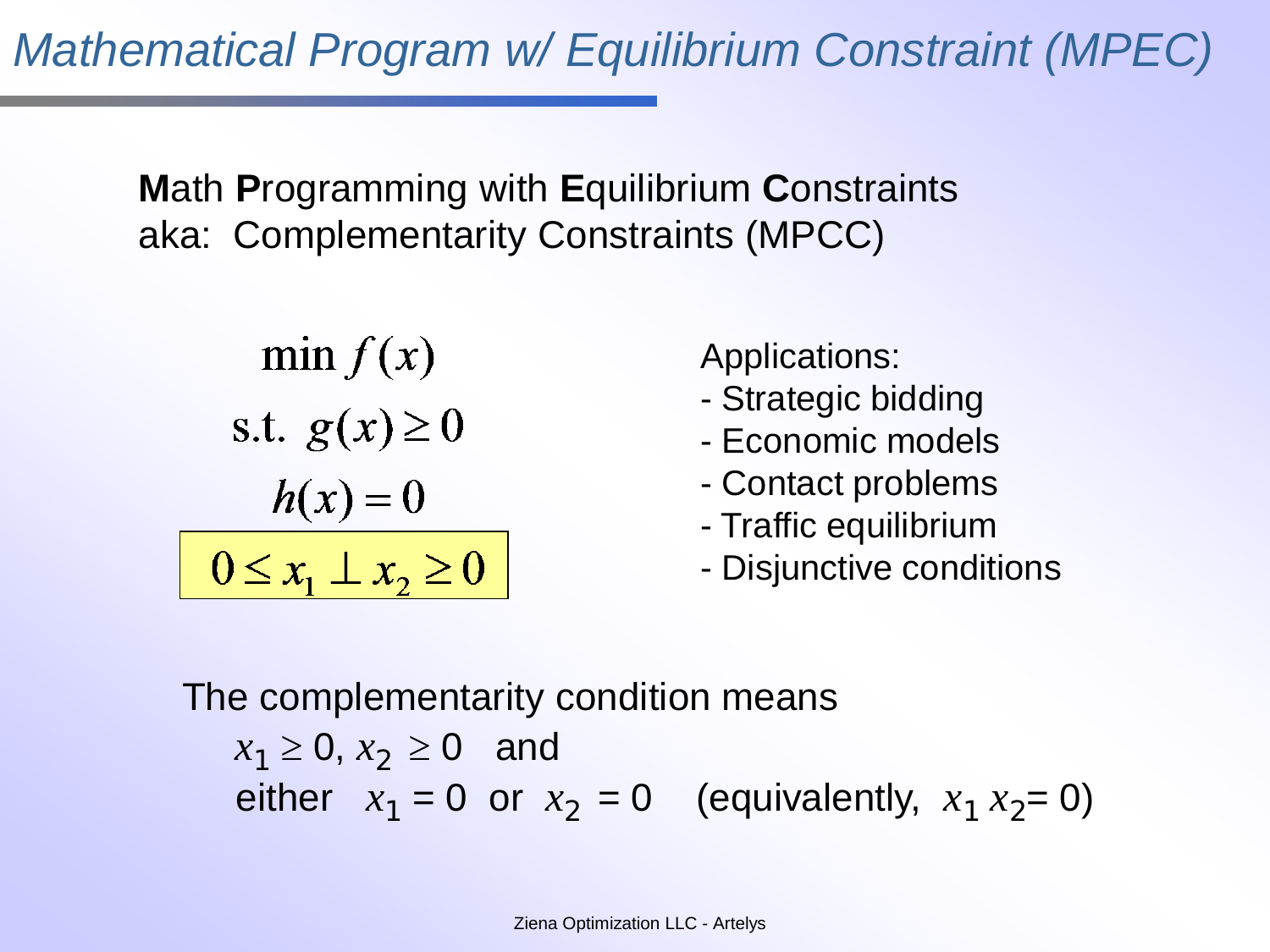# Mathematical Program w/ Equilibrium Constraint (MPEC)

**M**ath **P**rogramming with **E**quilibrium **C**onstraints
aka: Complementarity Constraints (MPCC)

$$
\begin{aligned}
&\min f(x) \\
&\text{s.t. } g(x) \geq 0 \\
&h(x) = 0 \\
&0 \leq x_1 \perp x_2 \geq 0
\end{aligned}
$$

Applications:

- Strategic bidding
- Economic models
- Contact problems
- Traffic equilibrium
- Disjunctive conditions

The complementarity condition means

$x_1 \geq 0$, $x_2 \geq 0$ and

either $x_1 = 0$ or $x_2 = 0$ (equivalently, $x_1 x_2 = 0$)

Ziena Optimization LLC - Artelys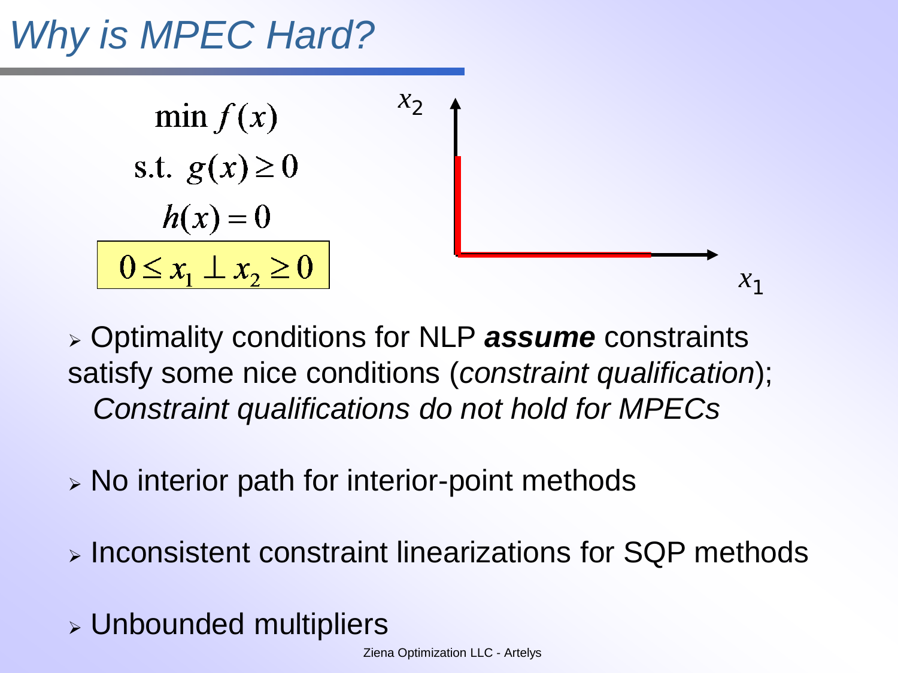# *Why is MPEC Hard?*

$$\min f(x)$$
$$\text{s.t. } g(x) \geq 0$$
$$h(x) = 0$$
$$0 \leq x_1 \perp x_2 \geq 0$$

- Optimality conditions for NLP ***assume*** constraints satisfy some nice conditions (*constraint qualification*); *Constraint qualifications do not hold for MPECs*
- No interior path for interior-point methods
- Inconsistent constraint linearizations for SQP methods
- Unbounded multipliers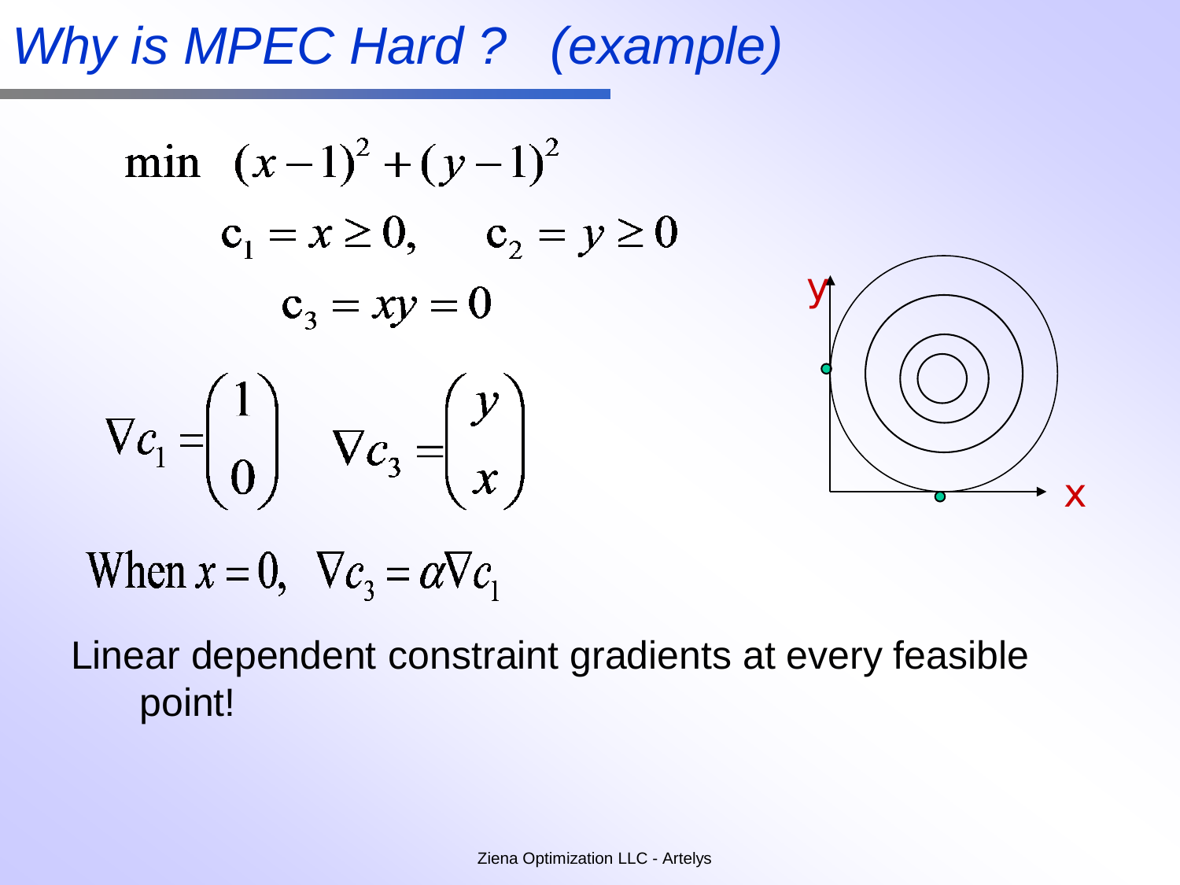# *Why is MPEC Hard ? (example)*

$$\min \quad (x-1)^2 + (y-1)^2$$

$$c_1 = x \geq 0, \qquad c_2 = y \geq 0$$

$$c_3 = xy = 0$$

$$\nabla c_1 = \begin{pmatrix} 1 \\ 0 \end{pmatrix} \quad \nabla c_3 = \begin{pmatrix} y \\ x \end{pmatrix}$$

$$\text{When } x = 0, \ \ \nabla c_3 = \alpha \nabla c_1$$

Linear dependent constraint gradients at every feasible point!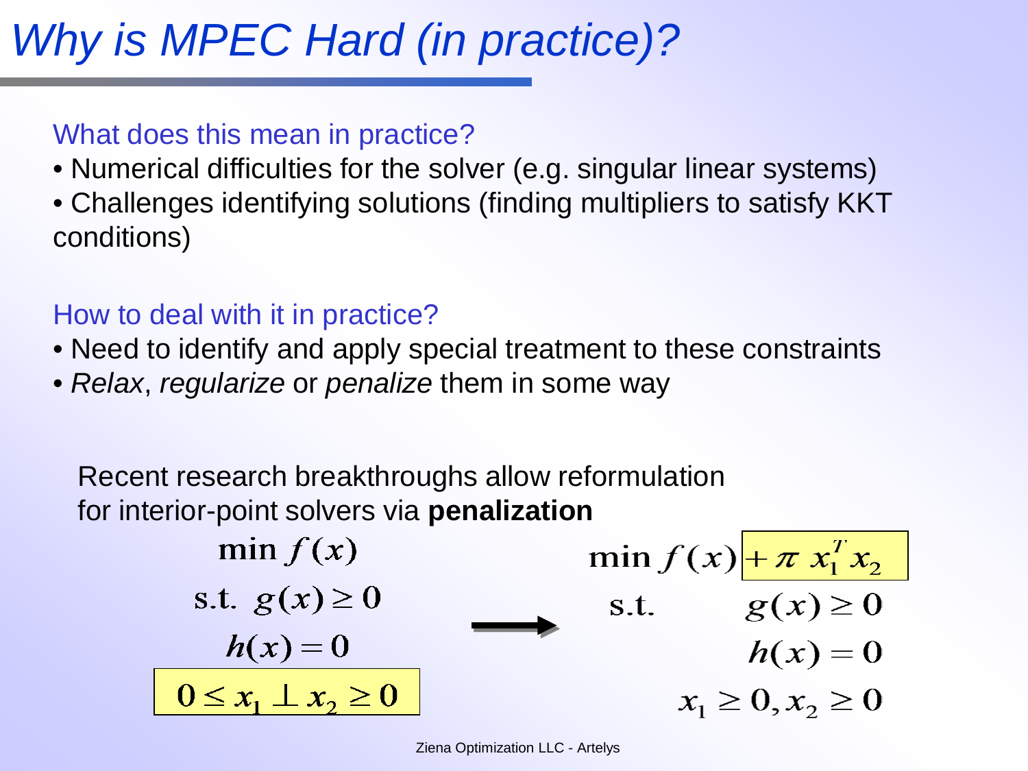# *Why is MPEC Hard (in practice)?*

What does this mean in practice?

- Numerical difficulties for the solver (e.g. singular linear systems)
- Challenges identifying solutions (finding multipliers to satisfy KKT conditions)

How to deal with it in practice?

- Need to identify and apply special treatment to these constraints
- *Relax*, *regularize* or *penalize* them in some way

Recent research breakthroughs allow reformulation for interior-point solvers via **penalization**

$$
\begin{aligned}
&\min f(x) \\
&\text{s.t. } g(x) \geq 0 \\
&h(x) = 0 \\
&0 \leq x_1 \perp x_2 \geq 0
\end{aligned}
\quad \longrightarrow \quad
\begin{aligned}
&\min f(x) + \pi \, x_1^T x_2 \\
&\text{s.t.} \quad g(x) \geq 0 \\
&\qquad h(x) = 0 \\
&\qquad x_1 \geq 0, x_2 \geq 0
\end{aligned}
$$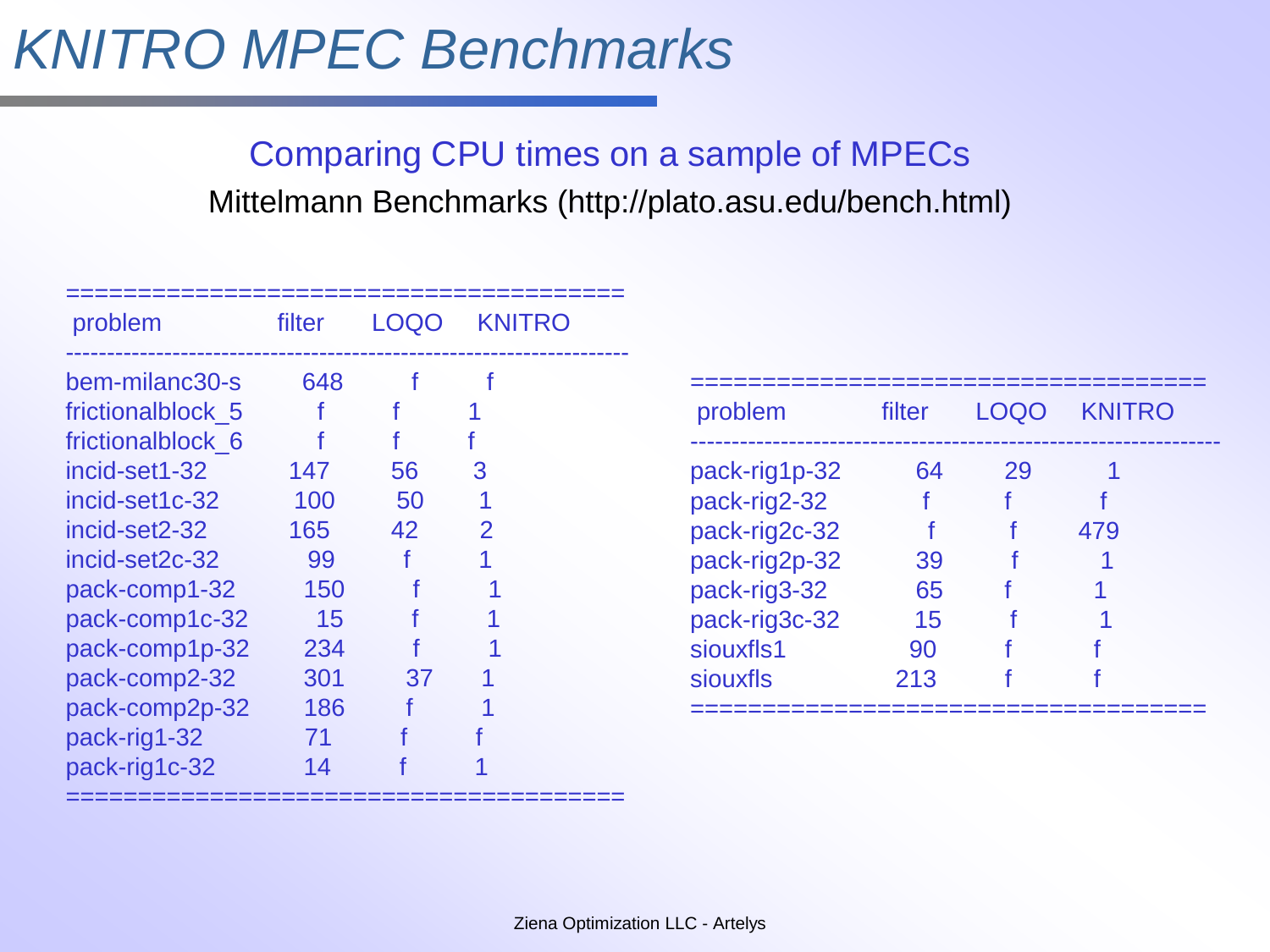# KNITRO MPEC Benchmarks

Comparing CPU times on a sample of MPECs

Mittelmann Benchmarks (http://plato.asu.edu/bench.html)

| problem | filter | LOQO | KNITRO |
|---|---|---|---|
| bem-milanc30-s | 648 | f | f |
| frictionalblock_5 | f | f | 1 |
| frictionalblock_6 | f | f | f |
| incid-set1-32 | 147 | 56 | 3 |
| incid-set1c-32 | 100 | 50 | 1 |
| incid-set2-32 | 165 | 42 | 2 |
| incid-set2c-32 | 99 | f | 1 |
| pack-comp1-32 | 150 | f | 1 |
| pack-comp1c-32 | 15 | f | 1 |
| pack-comp1p-32 | 234 | f | 1 |
| pack-comp2-32 | 301 | 37 | 1 |
| pack-comp2p-32 | 186 | f | 1 |
| pack-rig1-32 | 71 | f | f |
| pack-rig1c-32 | 14 | f | 1 |
| pack-rig1p-32 | 64 | 29 | 1 |
| pack-rig2-32 | f | f | f |
| pack-rig2c-32 | f | f | 479 |
| pack-rig2p-32 | 39 | f | 1 |
| pack-rig3-32 | 65 | f | 1 |
| pack-rig3c-32 | 15 | f | 1 |
| siouxfls1 | 90 | f | f |
| siouxfls | 213 | f | f |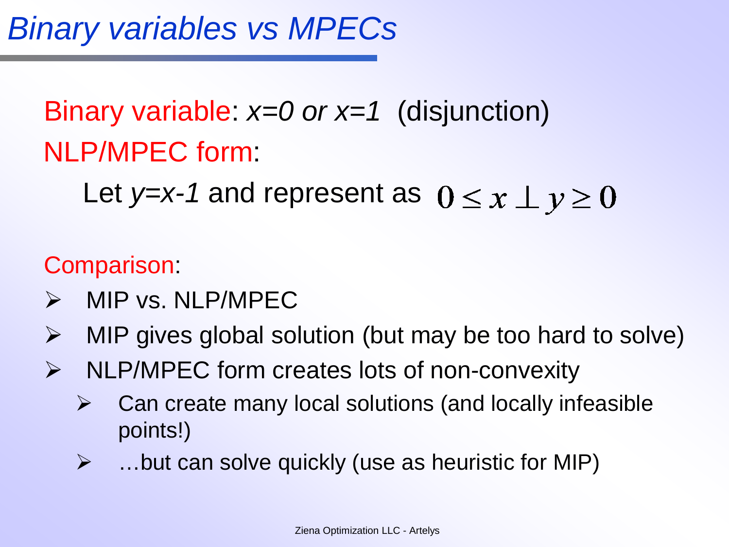# Binary variables vs MPECs

Binary variable: $x=0$ *or* $x=1$ (disjunction)

NLP/MPEC form:

Let $y=x-1$ and represent as $0 \leq x \perp y \geq 0$

Comparison:

- MIP vs. NLP/MPEC
- MIP gives global solution (but may be too hard to solve)
- NLP/MPEC form creates lots of non-convexity
  - Can create many local solutions (and locally infeasible points!)
  - …but can solve quickly (use as heuristic for MIP)

Ziena Optimization LLC - Artelys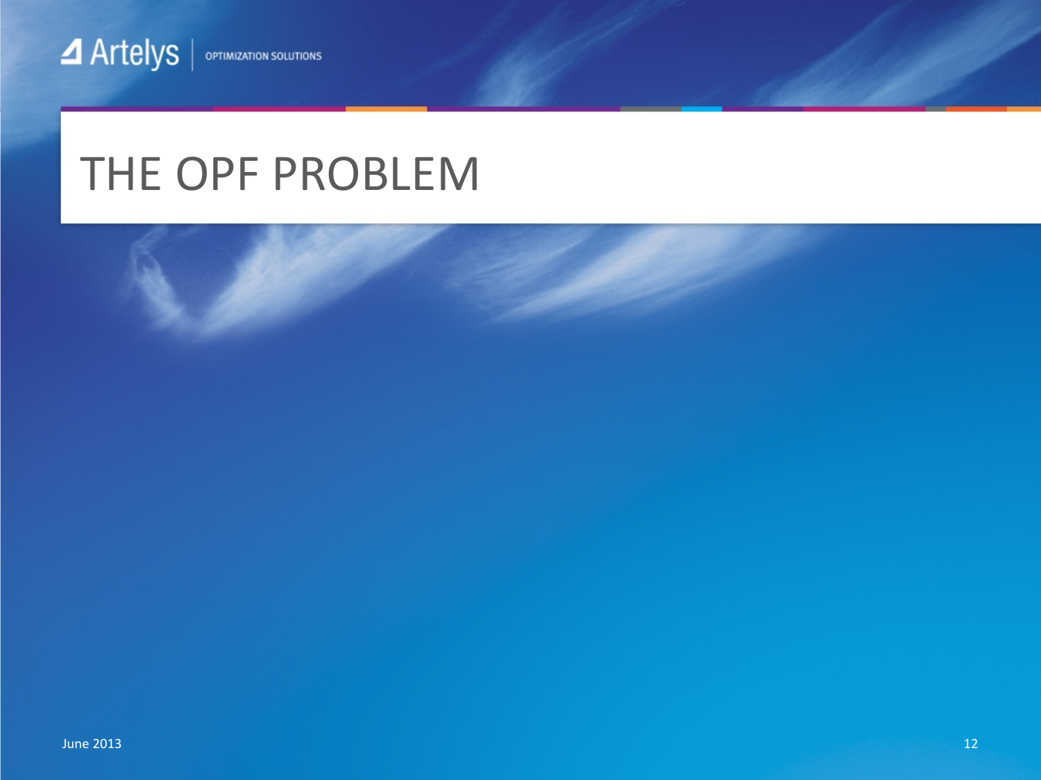# THE OPF PROBLEM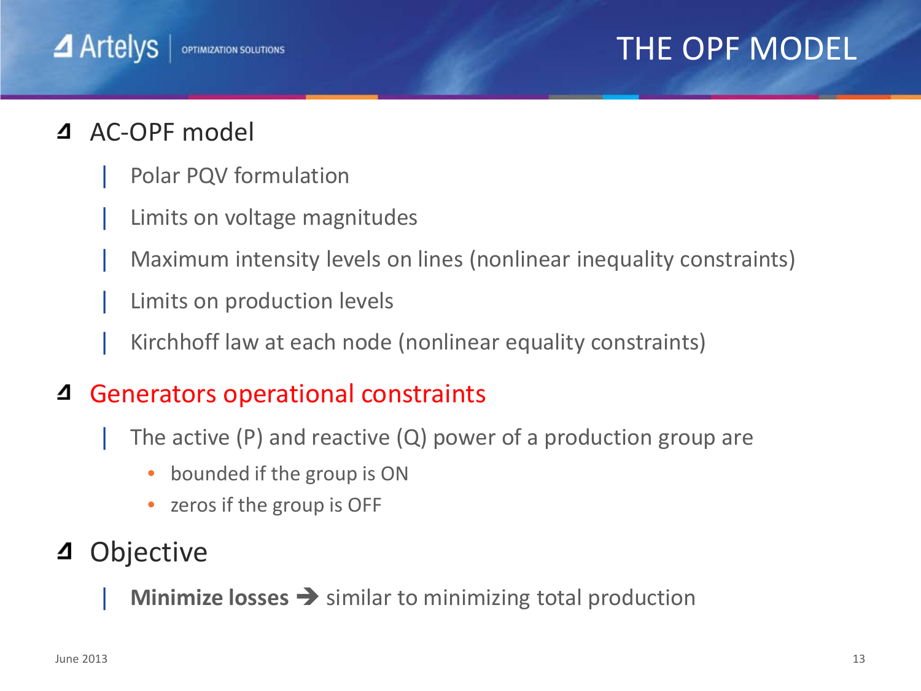# THE OPF MODEL

- AC-OPF model
  - Polar PQV formulation
  - Limits on voltage magnitudes
  - Maximum intensity levels on lines (nonlinear inequality constraints)
  - Limits on production levels
  - Kirchhoff law at each node (nonlinear equality constraints)
- Generators operational constraints
  - The active (P) and reactive (Q) power of a production group are
    - bounded if the group is ON
    - zeros if the group is OFF
- Objective
  - **Minimize losses** → similar to minimizing total production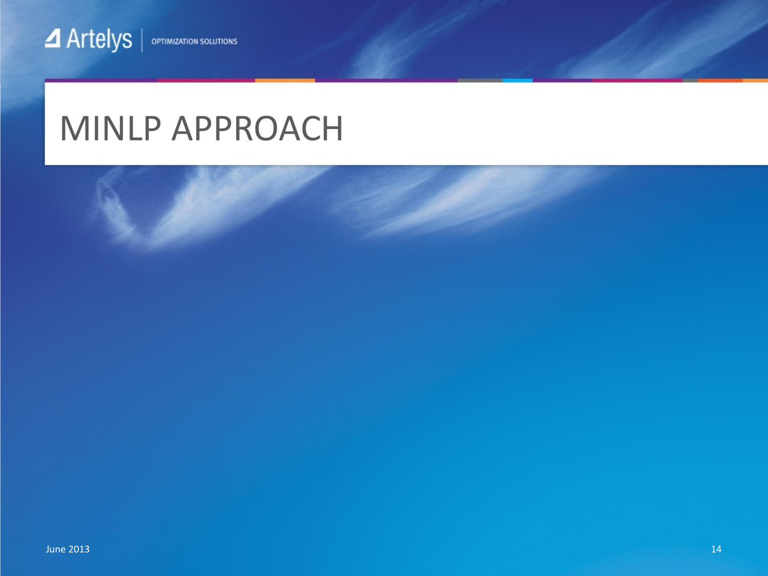# MINLP APPROACH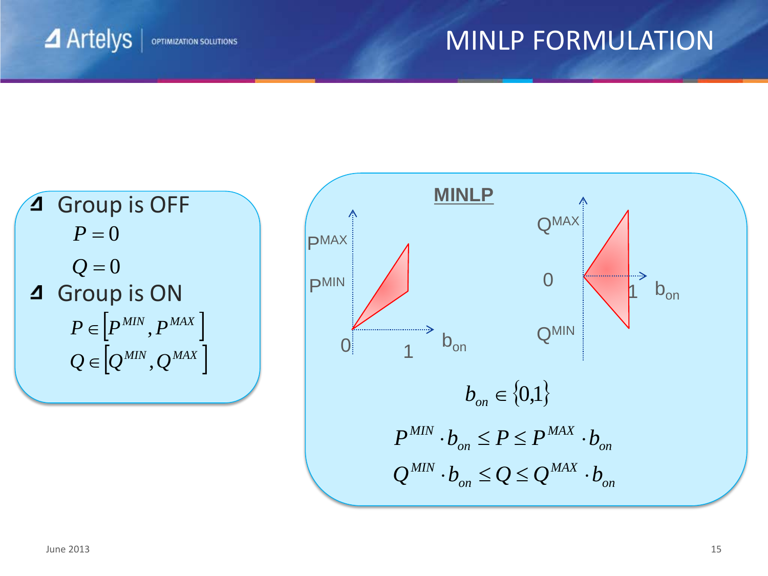# MINLP FORMULATION

- Group is OFF

$$P = 0$$

$$Q = 0$$

- Group is ON

$$P \in \left[P^{MIN}, P^{MAX}\right]$$

$$Q \in \left[Q^{MIN}, Q^{MAX}\right]$$

**MINLP**

$$b_{on} \in \{0,1\}$$

$$P^{MIN} \cdot b_{on} \leq P \leq P^{MAX} \cdot b_{on}$$

$$Q^{MIN} \cdot b_{on} \leq Q \leq Q^{MAX} \cdot b_{on}$$

June 2013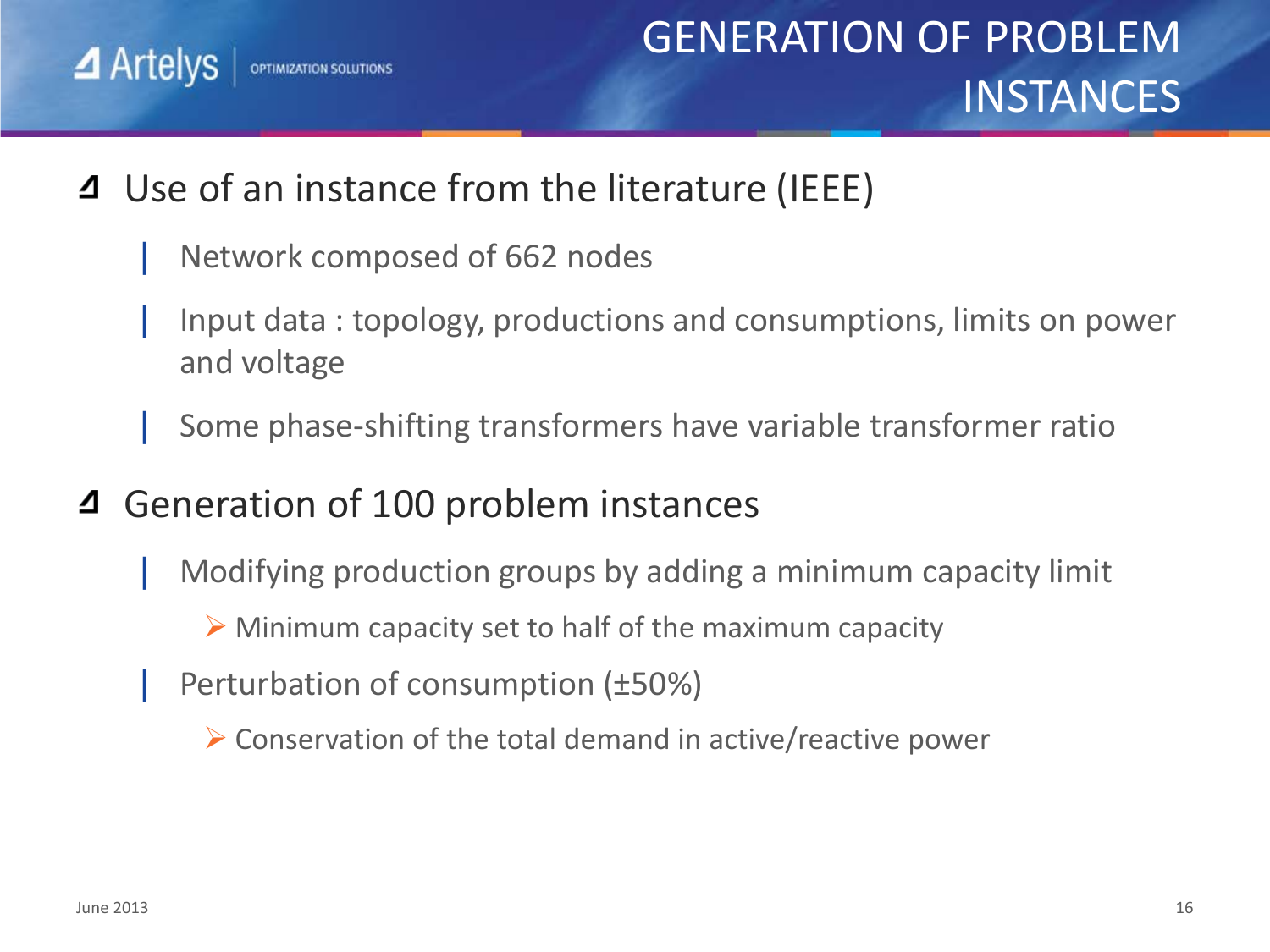# GENERATION OF PROBLEM INSTANCES

- Use of an instance from the literature (IEEE)
  - Network composed of 662 nodes
  - Input data : topology, productions and consumptions, limits on power and voltage
  - Some phase-shifting transformers have variable transformer ratio
- Generation of 100 problem instances
  - Modifying production groups by adding a minimum capacity limit
    - Minimum capacity set to half of the maximum capacity
  - Perturbation of consumption (±50%)
    - Conservation of the total demand in active/reactive power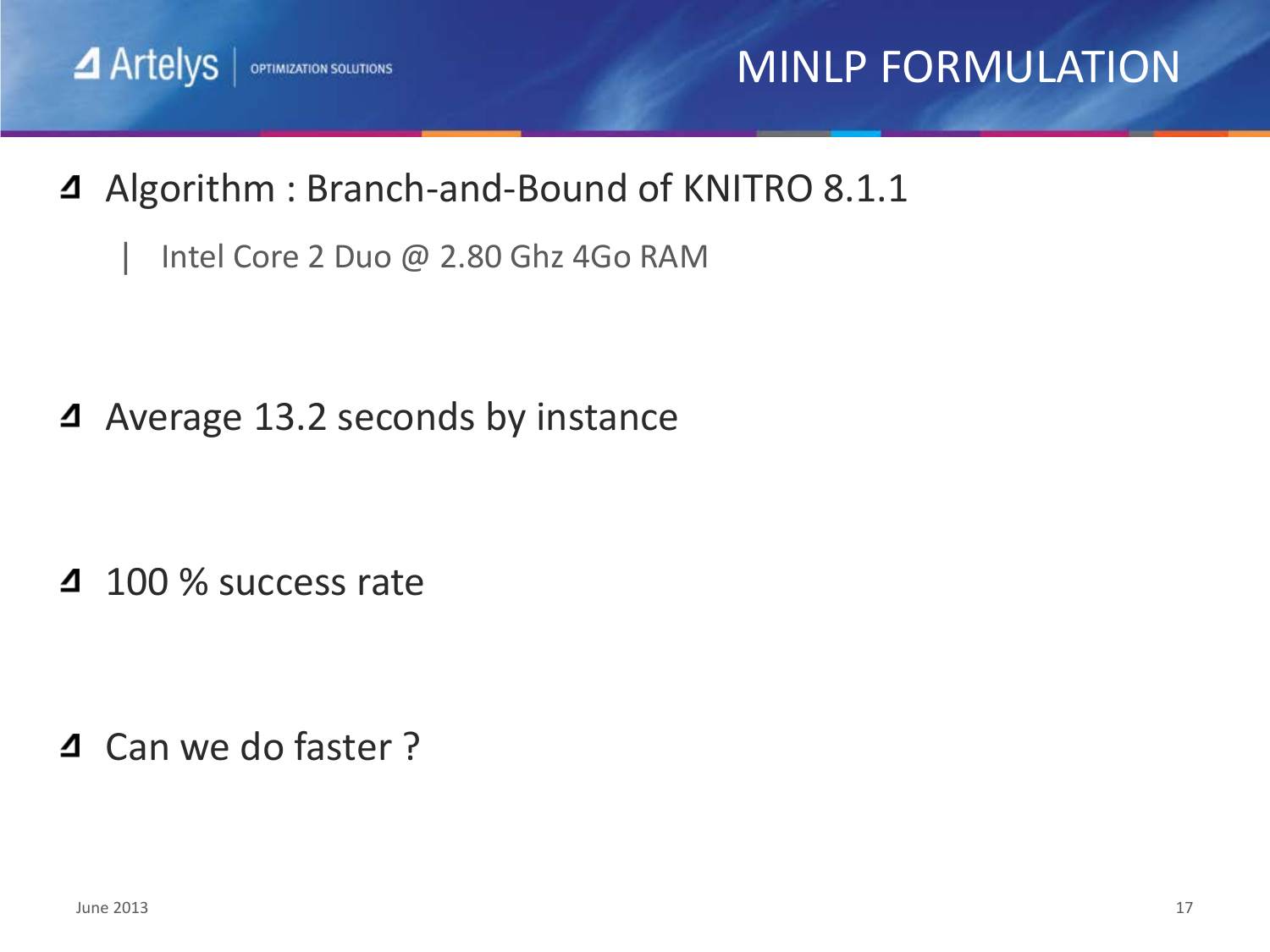# MINLP FORMULATION

- Algorithm : Branch-and-Bound of KNITRO 8.1.1
  - Intel Core 2 Duo @ 2.80 Ghz 4Go RAM

- Average 13.2 seconds by instance

- 100 % success rate

- Can we do faster ?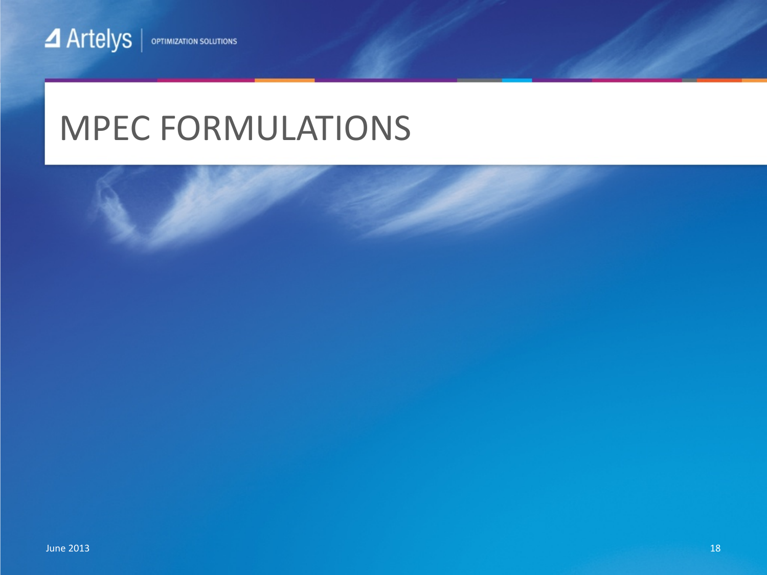# MPEC FORMULATIONS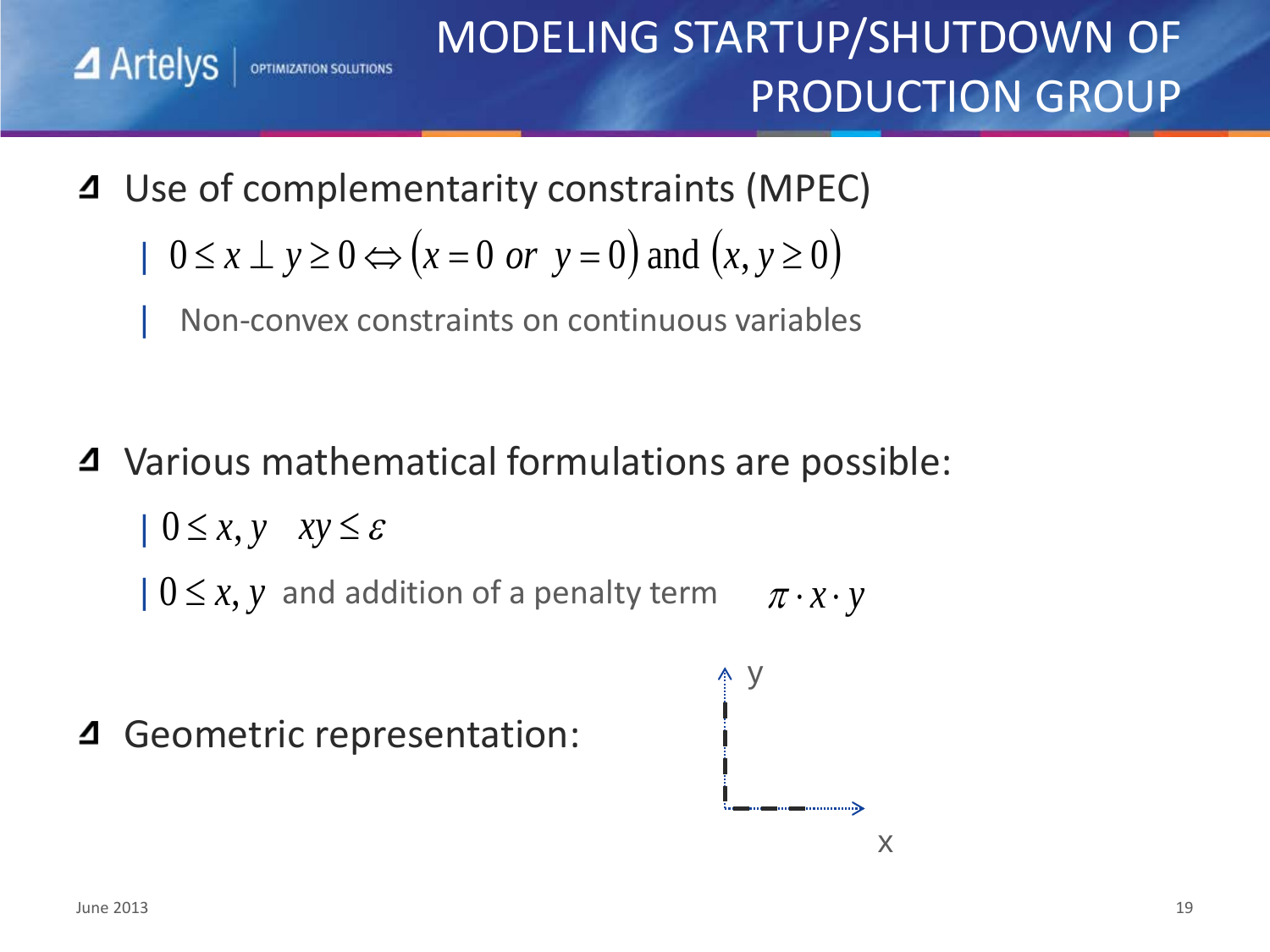# MODELING STARTUP/SHUTDOWN OF PRODUCTION GROUP

- Use of complementarity constraints (MPEC)
  - $0 \leq x \perp y \geq 0 \Leftrightarrow (x = 0 \text{ or } y = 0) \text{ and } (x, y \geq 0)$
    - Non-convex constraints on continuous variables

- Various mathematical formulations are possible:
  - $0 \leq x, y \quad xy \leq \varepsilon$
  - $0 \leq x, y$ and addition of a penalty term $\pi \cdot x \cdot y$

- Geometric representation:

y

x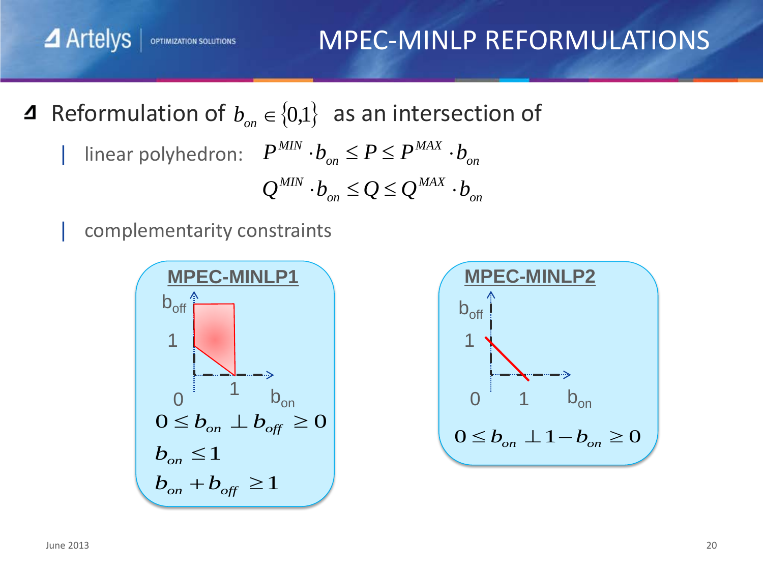# MPEC-MINLP REFORMULATIONS

- Reformulation of $b_{on} \in \{0,1\}$ as an intersection of
  - linear polyhedron: $P^{MIN} \cdot b_{on} \leq P \leq P^{MAX} \cdot b_{on}$
    $Q^{MIN} \cdot b_{on} \leq Q \leq Q^{MAX} \cdot b_{on}$
  - complementarity constraints

**MPEC-MINLP1**

$$0 \leq b_{on} \perp b_{off} \geq 0$$

$$b_{on} \leq 1$$

$$b_{on} + b_{off} \geq 1$$

**MPEC-MINLP2**

$$0 \leq b_{on} \perp 1 - b_{on} \geq 0$$

June 2013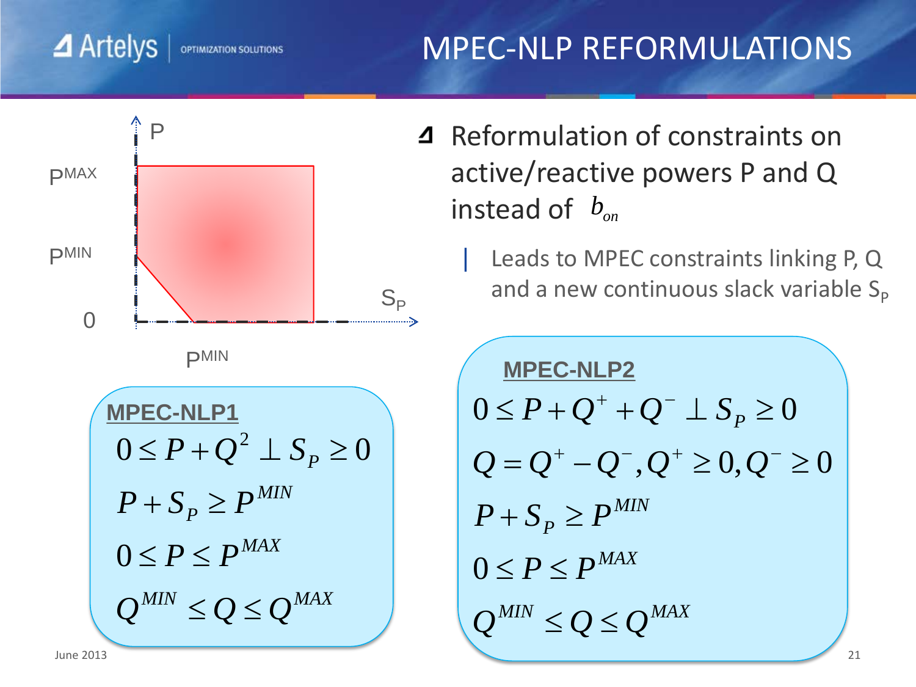# MPEC-NLP REFORMULATIONS

- Reformulation of constraints on active/reactive powers P and Q instead of $b_{on}$
  - Leads to MPEC constraints linking P, Q and a new continuous slack variable $S_P$

P

$P^{MAX}$

$P^{MIN}$

0

$S_P$

$P^{MIN}$

**MPEC-NLP1**

$$0 \le P + Q^2 \perp S_P \ge 0$$

$$P + S_P \ge P^{MIN}$$

$$0 \le P \le P^{MAX}$$

$$Q^{MIN} \le Q \le Q^{MAX}$$

**MPEC-NLP2**

$$0 \le P + Q^+ + Q^- \perp S_P \ge 0$$

$$Q = Q^+ - Q^-, Q^+ \ge 0, Q^- \ge 0$$

$$P + S_P \ge P^{MIN}$$

$$0 \le P \le P^{MAX}$$

$$Q^{MIN} \le Q \le Q^{MAX}$$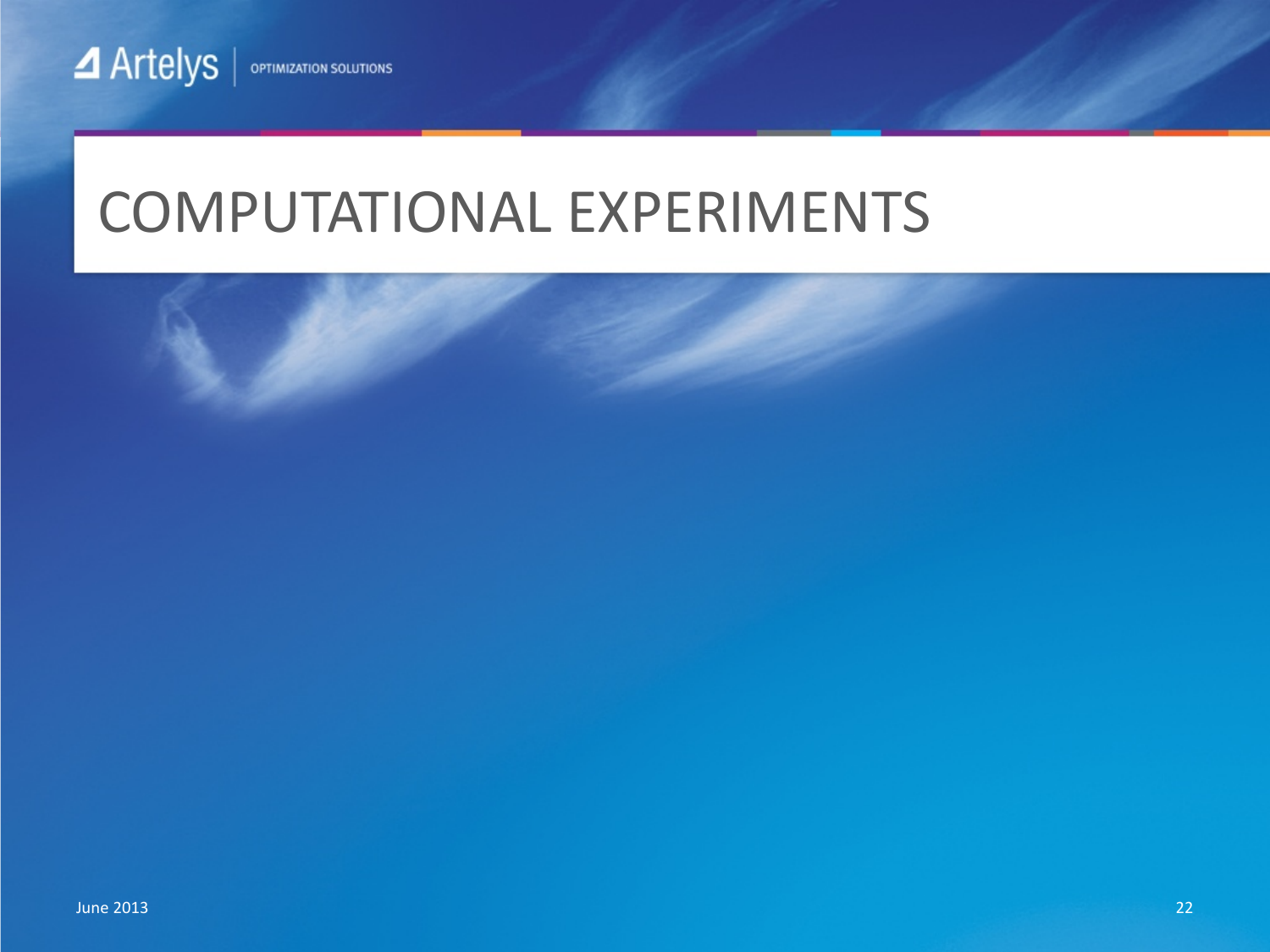# COMPUTATIONAL EXPERIMENTS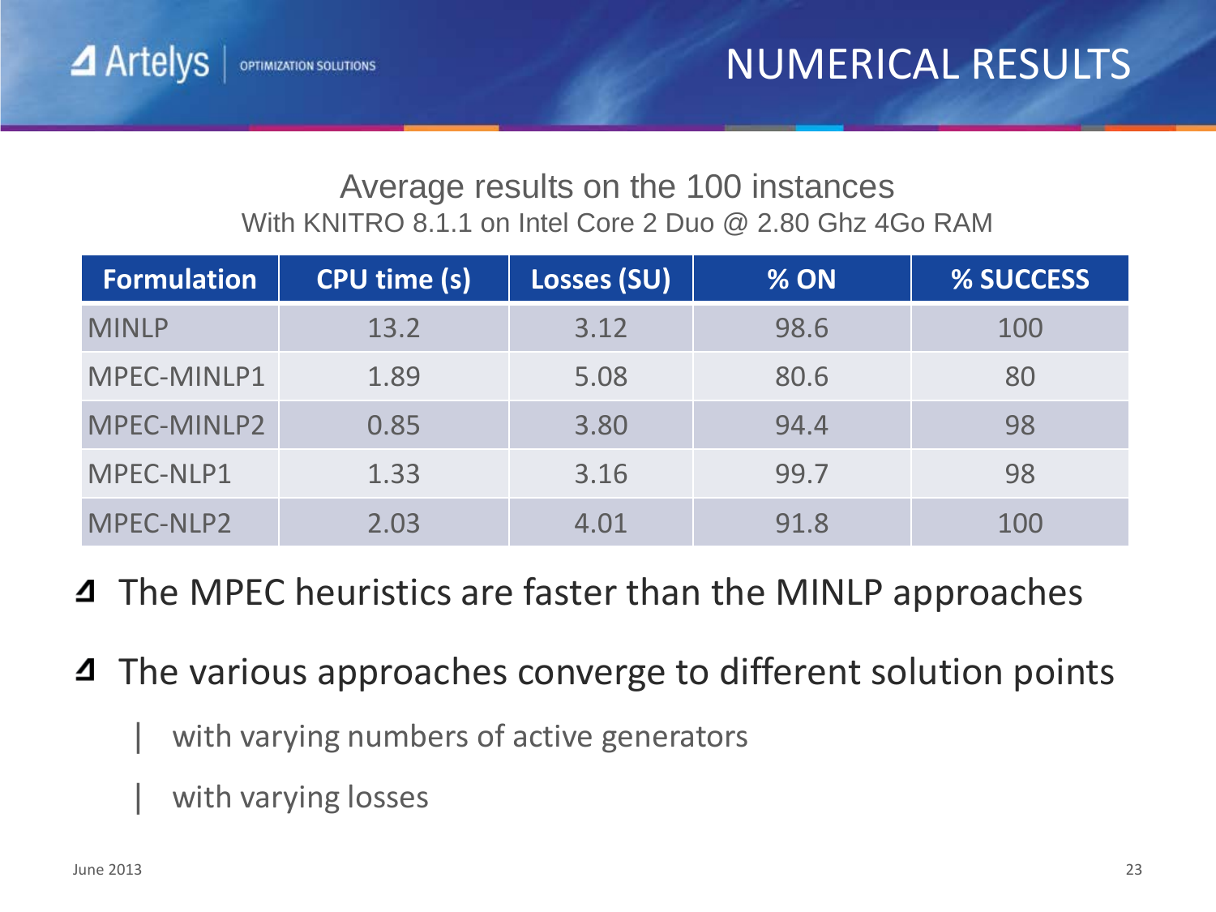# NUMERICAL RESULTS

Average results on the 100 instances

With KNITRO 8.1.1 on Intel Core 2 Duo @ 2.80 Ghz 4Go RAM

| Formulation | CPU time (s) | Losses (SU) | % ON | % SUCCESS |
| --- | --- | --- | --- | --- |
| MINLP | 13.2 | 3.12 | 98.6 | 100 |
| MPEC-MINLP1 | 1.89 | 5.08 | 80.6 | 80 |
| MPEC-MINLP2 | 0.85 | 3.80 | 94.4 | 98 |
| MPEC-NLP1 | 1.33 | 3.16 | 99.7 | 98 |
| MPEC-NLP2 | 2.03 | 4.01 | 91.8 | 100 |

- The MPEC heuristics are faster than the MINLP approaches
- The various approaches converge to different solution points
  - with varying numbers of active generators
  - with varying losses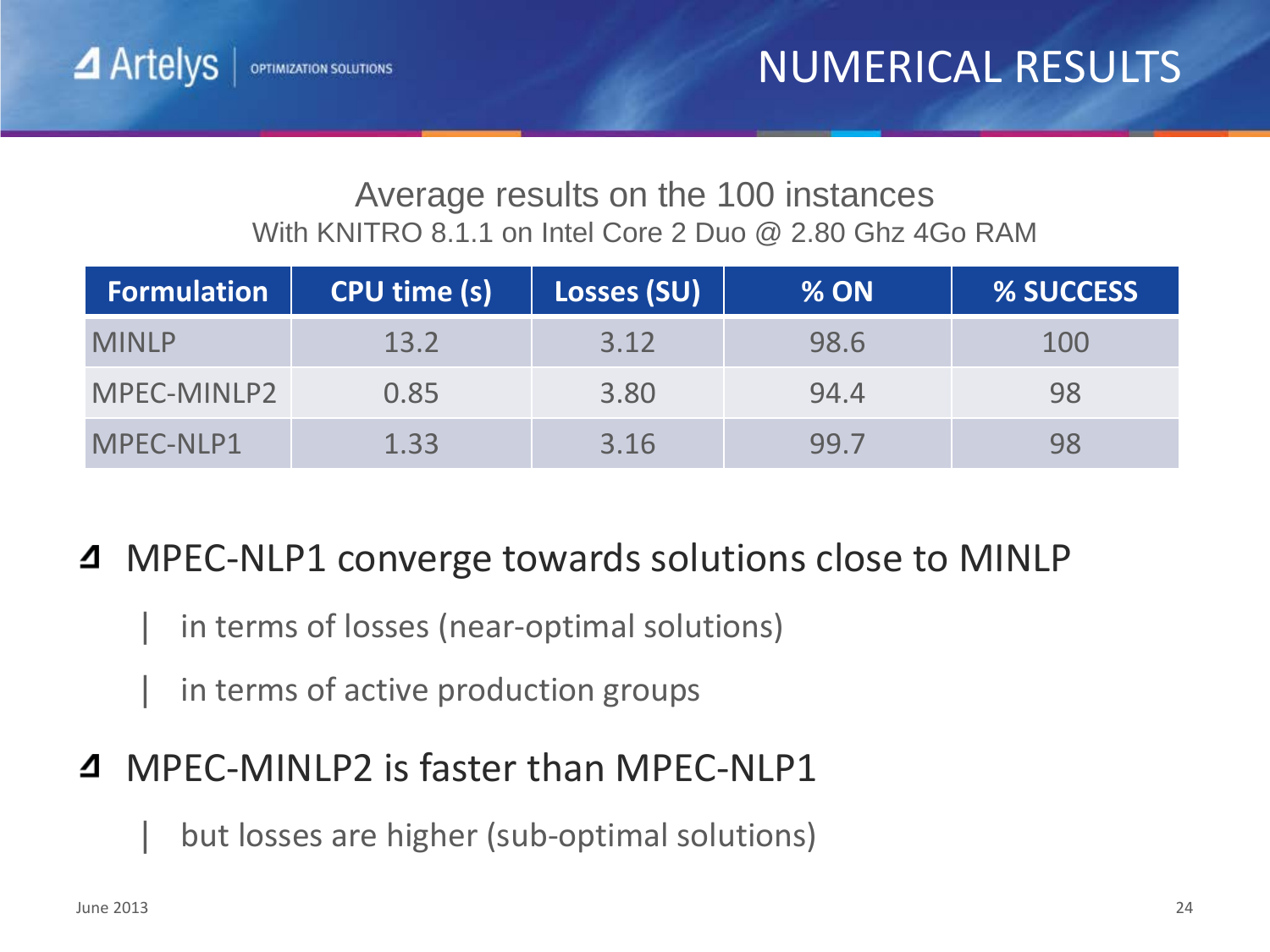# NUMERICAL RESULTS

Average results on the 100 instances

With KNITRO 8.1.1 on Intel Core 2 Duo @ 2.80 Ghz 4Go RAM

| Formulation | CPU time (s) | Losses (SU) | % ON | % SUCCESS |
|---|---|---|---|---|
| MINLP | 13.2 | 3.12 | 98.6 | 100 |
| MPEC-MINLP2 | 0.85 | 3.80 | 94.4 | 98 |
| MPEC-NLP1 | 1.33 | 3.16 | 99.7 | 98 |

- MPEC-NLP1 converge towards solutions close to MINLP
  - in terms of losses (near-optimal solutions)
  - in terms of active production groups
- MPEC-MINLP2 is faster than MPEC-NLP1
  - but losses are higher (sub-optimal solutions)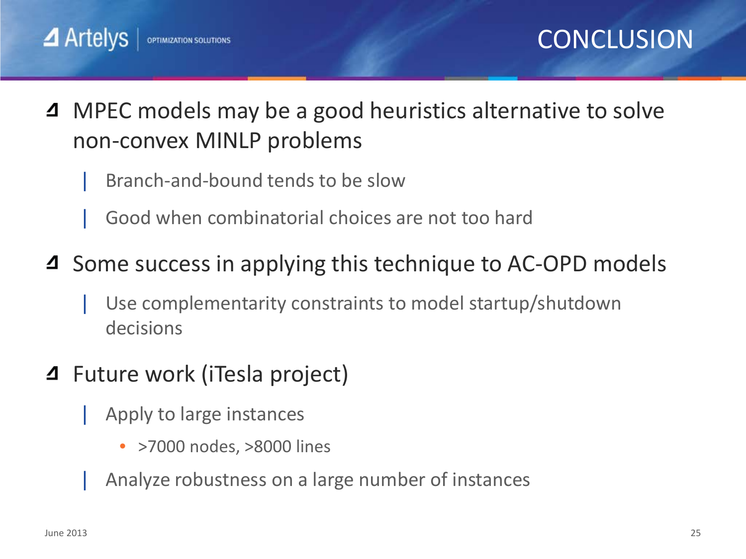# CONCLUSION

- MPEC models may be a good heuristics alternative to solve non-convex MINLP problems
  - Branch-and-bound tends to be slow
  - Good when combinatorial choices are not too hard
- Some success in applying this technique to AC-OPD models
  - Use complementarity constraints to model startup/shutdown decisions
- Future work (iTesla project)
  - Apply to large instances
    - >7000 nodes, >8000 lines
  - Analyze robustness on a large number of instances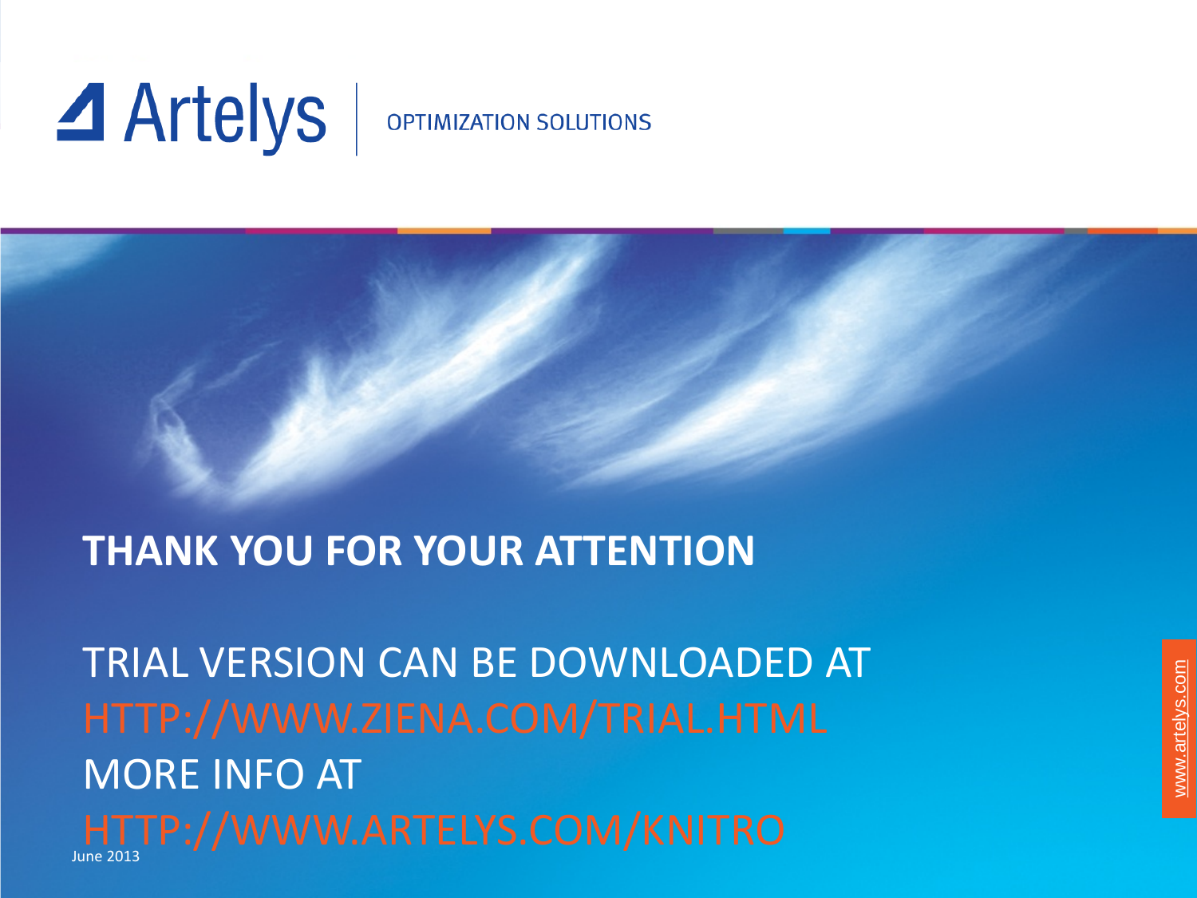Artelys | OPTIMIZATION SOLUTIONS

**THANK YOU FOR YOUR ATTENTION**

TRIAL VERSION CAN BE DOWNLOADED AT
HTTP://WWW.ZIENA.COM/TRIAL.HTML
MORE INFO AT
HTTP://WWW.ARTELYS.COM/KNITRO

June 2013

www.artelys.com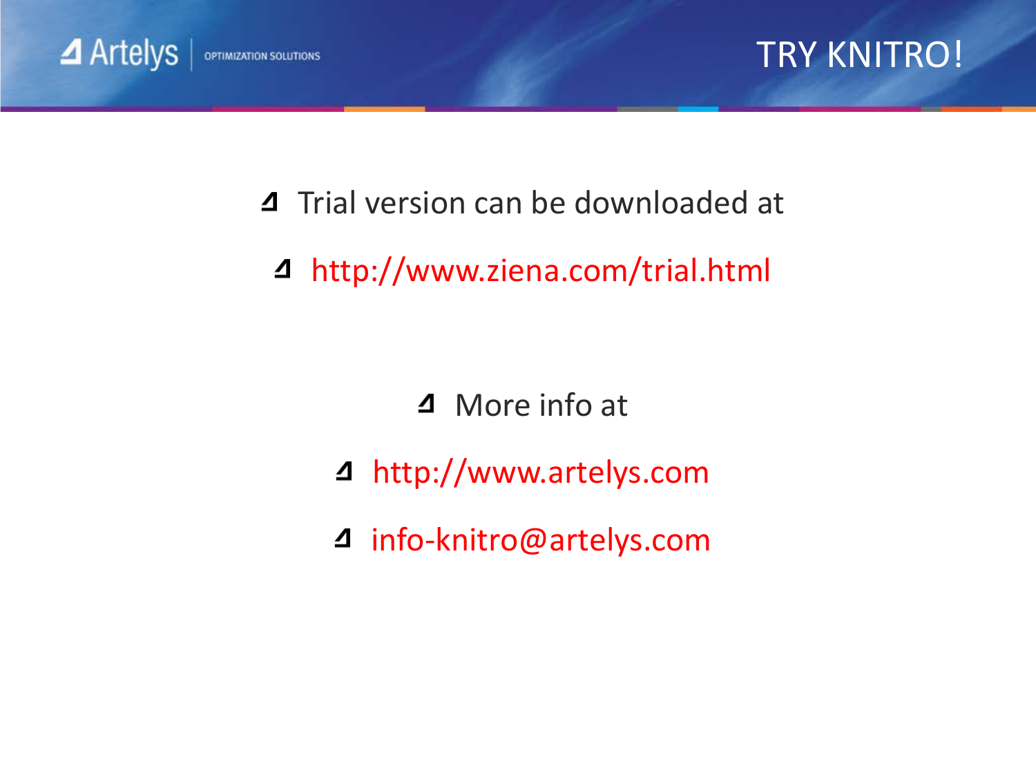# TRY KNITRO!

- Trial version can be downloaded at
- http://www.ziena.com/trial.html

- More info at
- http://www.artelys.com
- info-knitro@artelys.com